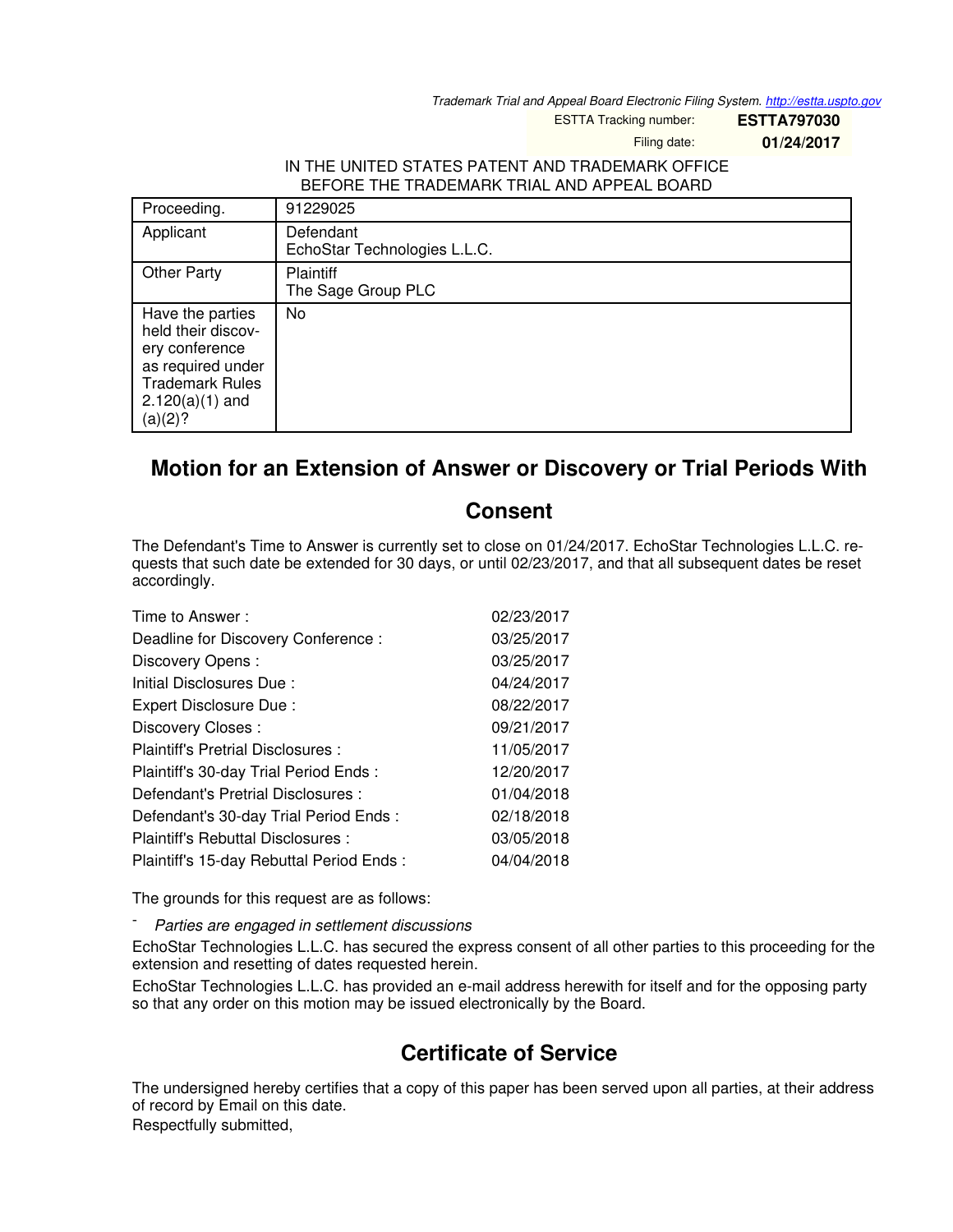Trademark Trial and Appeal Board Electronic Filing System. http://estta.uspto.gov

ESTTA Tracking number: **ESTTA797030**

Filing date: **01/24/2017**

IN THE UNITED STATES PATENT AND TRADEMARK OFFICE
BEFORE THE TRADEMARK TRIAL AND APPEAL BOARD

| Proceeding. | 91229025 |
|---|---|
| Applicant | Defendant<br>EchoStar Technologies L.L.C. |
| Other Party | Plaintiff<br>The Sage Group PLC |
| Have the parties held their discovery conference as required under Trademark Rules 2.120(a)(1) and (a)(2)? | No |

## Motion for an Extension of Answer or Discovery or Trial Periods With Consent

The Defendant's Time to Answer is currently set to close on 01/24/2017. EchoStar Technologies L.L.C. requests that such date be extended for 30 days, or until 02/23/2017, and that all subsequent dates be reset accordingly.

| | |
|---|---|
| Time to Answer : | 02/23/2017 |
| Deadline for Discovery Conference : | 03/25/2017 |
| Discovery Opens : | 03/25/2017 |
| Initial Disclosures Due : | 04/24/2017 |
| Expert Disclosure Due : | 08/22/2017 |
| Discovery Closes : | 09/21/2017 |
| Plaintiff's Pretrial Disclosures : | 11/05/2017 |
| Plaintiff's 30-day Trial Period Ends : | 12/20/2017 |
| Defendant's Pretrial Disclosures : | 01/04/2018 |
| Defendant's 30-day Trial Period Ends : | 02/18/2018 |
| Plaintiff's Rebuttal Disclosures : | 03/05/2018 |
| Plaintiff's 15-day Rebuttal Period Ends : | 04/04/2018 |

The grounds for this request are as follows:

- *Parties are engaged in settlement discussions*

EchoStar Technologies L.L.C. has secured the express consent of all other parties to this proceeding for the extension and resetting of dates requested herein.

EchoStar Technologies L.L.C. has provided an e-mail address herewith for itself and for the opposing party so that any order on this motion may be issued electronically by the Board.

## Certificate of Service

The undersigned hereby certifies that a copy of this paper has been served upon all parties, at their address of record by Email on this date.

Respectfully submitted,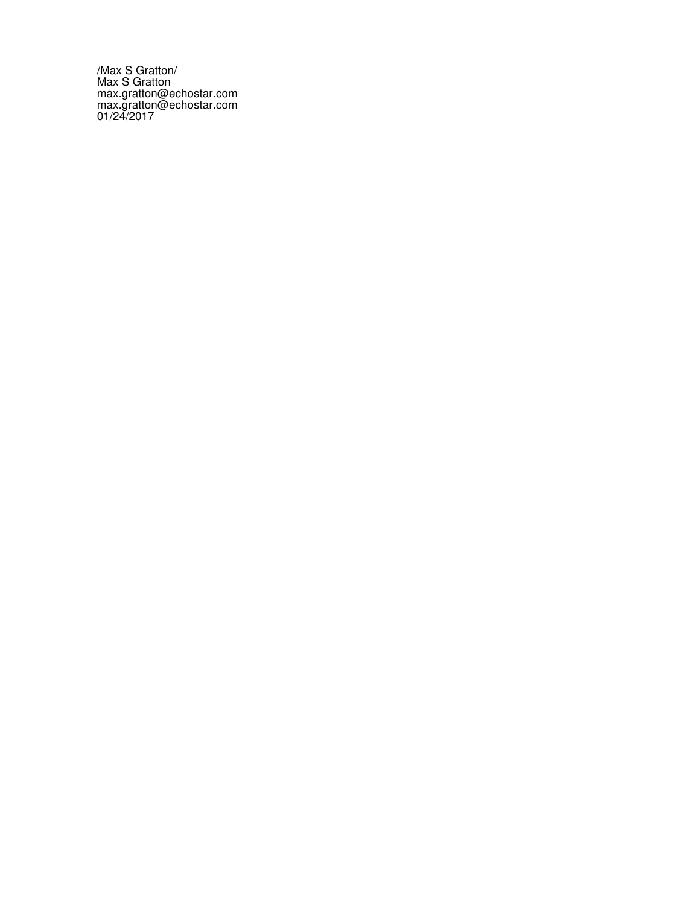/Max S Gratton/
Max S Gratton
max.gratton@echostar.com
max.gratton@echostar.com
01/24/2017